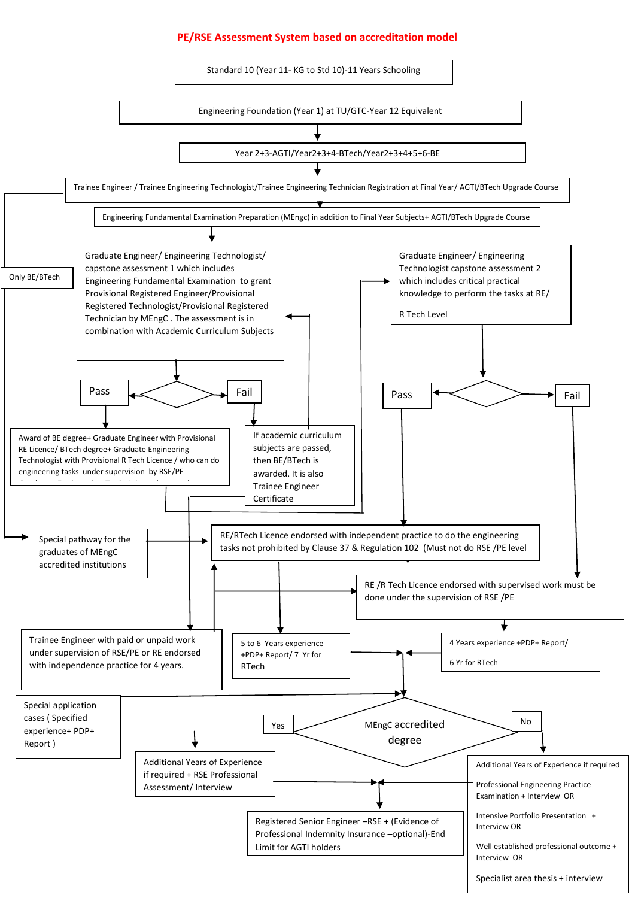# PE/RSE Assessment System based on accreditation model

Standard 10 (Year 11- KG to Std 10)-11 Years Schooling

Engineering Foundation (Year 1) at TU/GTC-Year 12 Equivalent

Year 2+3-AGTI/Year2+3+4-BTech/Year2+3+4+5+6-BE

Trainee Engineer / Trainee Engineering Technologist/Trainee Engineering Technician Registration at Final Year/ AGTI/BTech Upgrade Course

Engineering Fundamental Examination Preparation (MEngc) in addition to Final Year Subjects+ AGTI/BTech Upgrade Course

Only BE/BTech

Graduate Engineer/ Engineering Technologist/ capstone assessment 1 which includes Engineering Fundamental Examination to grant Provisional Registered Engineer/Provisional Registered Technologist/Provisional Registered Technician by MEngC . The assessment is in combination with Academic Curriculum Subjects

Graduate Engineer/ Engineering Technologist capstone assessment 2 which includes critical practical knowledge to perform the tasks at RE/ R Tech Level

Pass

Fail

Pass

Fail

Award of BE degree+ Graduate Engineer with Provisional RE Licence/ BTech degree+ Graduate Engineering Technologist with Provisional R Tech Licence / who can do engineering tasks under supervision by RSE/PE

If academic curriculum subjects are passed, then BE/BTech is awarded. It is also Trainee Engineer Certificate

Special pathway for the graduates of MEngC accredited institutions

RE/RTech Licence endorsed with independent practice to do the engineering tasks not prohibited by Clause 37 & Regulation 102 (Must not do RSE /PE level

RE /R Tech Licence endorsed with supervised work must be done under the supervision of RSE /PE

Trainee Engineer with paid or unpaid work under supervision of RSE/PE or RE endorsed with independence practice for 4 years.

5 to 6 Years experience +PDP+ Report/ 7 Yr for RTech

4 Years experience +PDP+ Report/

6 Yr for RTech

Special application cases ( Specified experience+ PDP+ Report )

MEngC accredited degree

Yes

No

Additional Years of Experience if required + RSE Professional Assessment/ Interview

Additional Years of Experience if required

Professional Engineering Practice Examination + Interview OR

Intensive Portfolio Presentation + Interview OR

Well established professional outcome + Interview OR

Specialist area thesis + interview

Registered Senior Engineer –RSE + (Evidence of Professional Indemnity Insurance –optional)-End Limit for AGTI holders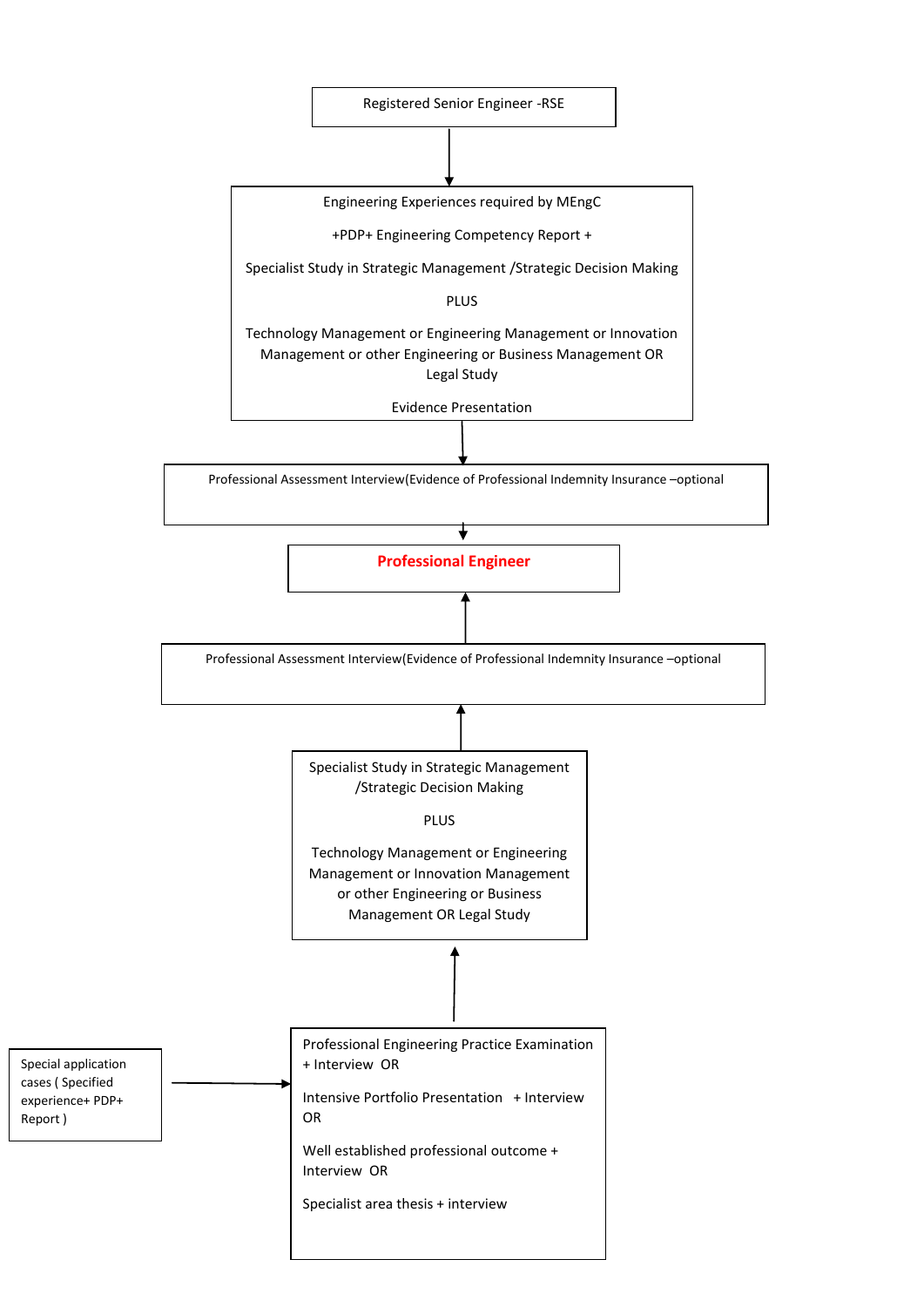Registered Senior Engineer -RSE

Engineering Experiences required by MEngC

+PDP+ Engineering Competency Report +

Specialist Study in Strategic Management /Strategic Decision Making

PLUS

Technology Management or Engineering Management or Innovation Management or other Engineering or Business Management OR Legal Study

Evidence Presentation

Professional Assessment Interview(Evidence of Professional Indemnity Insurance –optional

**Professional Engineer**

Professional Assessment Interview(Evidence of Professional Indemnity Insurance –optional

Specialist Study in Strategic Management /Strategic Decision Making

PLUS

Technology Management or Engineering Management or Innovation Management or other Engineering or Business Management OR Legal Study

Special application cases ( Specified experience+ PDP+ Report )

Professional Engineering Practice Examination + Interview OR

Intensive Portfolio Presentation + Interview OR

Well established professional outcome + Interview OR

Specialist area thesis + interview